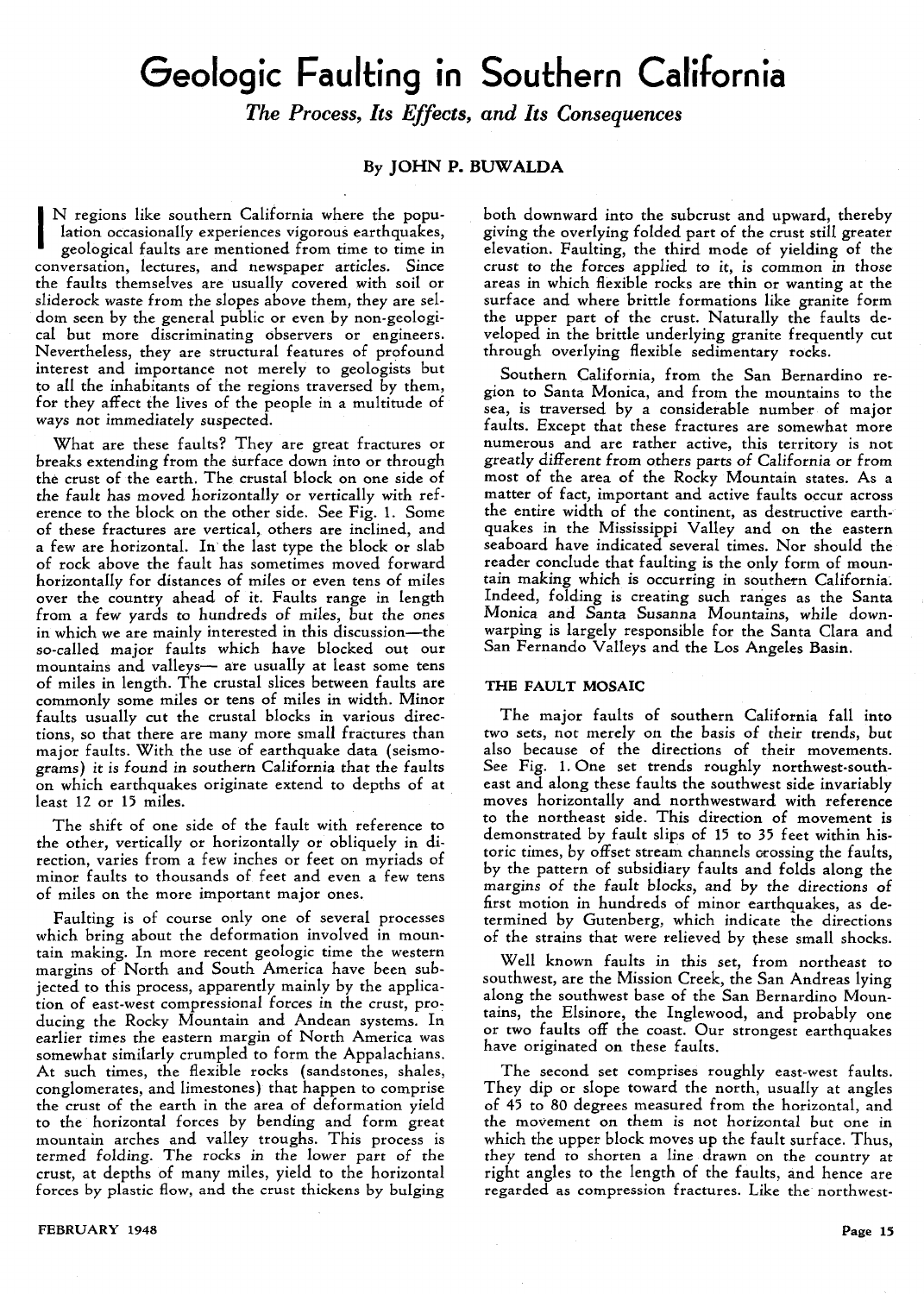# Geologic Faulting in Southern California

*The Process, Its Effects, and Its Consequences*

By JOHN P. BUWALDA

IN regions like southern California where the population occasionally experiences vigorous earthquakes, geological faults are mentioned from time to time in conversation, lectures, and newspaper articles. Since the faults themselves are usually covered with soil or sliderock waste from the slopes above them, they are seldom seen by the general public or even by non-geological but more discriminating observers or engineers. Nevertheless, they are structural features of profound interest and importance not merely to geologists but to all the inhabitants of the regions traversed by them, for they affect the lives of the people in a multitude of ways not immediately suspected.

What are these faults? They are great fractures or breaks extending from the surface down into or through the crust of the earth. The crustal block on one side of the fault has moved horizontally or vertically with reference to the block on the other side. See Fig. 1. Some of these fractures are vertical, others are inclined, and a few are horizontal. In the last type the block or slab of rock above the fault has sometimes moved forward horizontally for distances of miles or even tens of miles over the country ahead of it. Faults range in length from a few yards to hundreds of miles, but the ones in which we are mainly interested in this discussion—the so-called major faults which have blocked out our mountains and valleys— are usually at least some tens of miles in length. The crustal slices between faults are commonly some miles or tens of miles in width. Minor faults usually cut the crustal blocks in various directions, so that there are many more small fractures than major faults. With the use of earthquake data (seismograms) it is found in southern California that the faults on which earthquakes originate extend to depths of at least 12 or 15 miles.

The shift of one side of the fault with reference to the other, vertically or horizontally or obliquely in direction, varies from a few inches or feet on myriads of minor faults to thousands of feet and even a few tens of miles on the more important major ones.

Faulting is of course only one of several processes which bring about the deformation involved in mountain making. In more recent geologic time the western margins of North and South America have been subjected to this process, apparently mainly by the application of east-west compressional forces in the crust, producing the Rocky Mountain and Andean systems. In earlier times the eastern margin of North America was somewhat similarly crumpled to form the Appalachians. At such times, the flexible rocks (sandstones, shales, conglomerates, and limestones) that happen to comprise the crust of the earth in the area of deformation yield to the horizontal forces by bending and form great mountain arches and valley troughs. This process is termed folding. The rocks in the lower part of the crust, at depths of many miles, yield to the horizontal forces by plastic flow, and the crust thickens by bulging both downward into the subcrust and upward, thereby giving the overlying folded part of the crust still greater elevation. Faulting, the third mode of yielding of the crust to the forces applied to it, is common in those areas in which flexible rocks are thin or wanting at the surface and where brittle formations like granite form the upper part of the crust. Naturally the faults developed in the brittle underlying granite frequently cut through overlying flexible sedimentary rocks.

Southern California, from the San Bernardino region to Santa Monica, and from the mountains to the sea, is traversed by a considerable number of major faults. Except that these fractures are somewhat more numerous and are rather active, this territory is not greatly different from others parts of California or from most of the area of the Rocky Mountain states. As a matter of fact, important and active faults occur across the entire width of the continent, as destructive earthquakes in the Mississippi Valley and on the eastern seaboard have indicated several times. Nor should the reader conclude that faulting is the only form of mountain making which is occurring in southern California. Indeed, folding is creating such ranges as the Santa Monica and Santa Susanna Mountains, while downwarping is largely responsible for the Santa Clara and San Fernando Valleys and the Los Angeles Basin.

## THE FAULT MOSAIC

The major faults of southern California fall into two sets, not merely on the basis of their trends, but also because of the directions of their movements. See Fig. 1. One set trends roughly northwest-southeast and along these faults the southwest side invariably moves horizontally and northwestward with reference to the northeast side. This direction of movement is demonstrated by fault slips of 15 to 35 feet within historic times, by offset stream channels crossing the faults, by the pattern of subsidiary faults and folds along the margins of the fault blocks, and by the directions of first motion in hundreds of minor earthquakes, as determined by Gutenberg, which indicate the directions of the strains that were relieved by these small shocks.

Well known faults in this set, from northeast to southwest, are the Mission Creek, the San Andreas lying along the southwest base of the San Bernardino Mountains, the Elsinore, the Inglewood, and probably one or two faults off the coast. Our strongest earthquakes have originated on these faults.

The second set comprises roughly east-west faults. They dip or slope toward the north, usually at angles of 45 to 80 degrees measured from the horizontal, and the movement on them is not horizontal but one in which the upper block moves up the fault surface. Thus, they tend to shorten a line drawn on the country at right angles to the length of the faults, and hence are regarded as compression fractures. Like the northwest-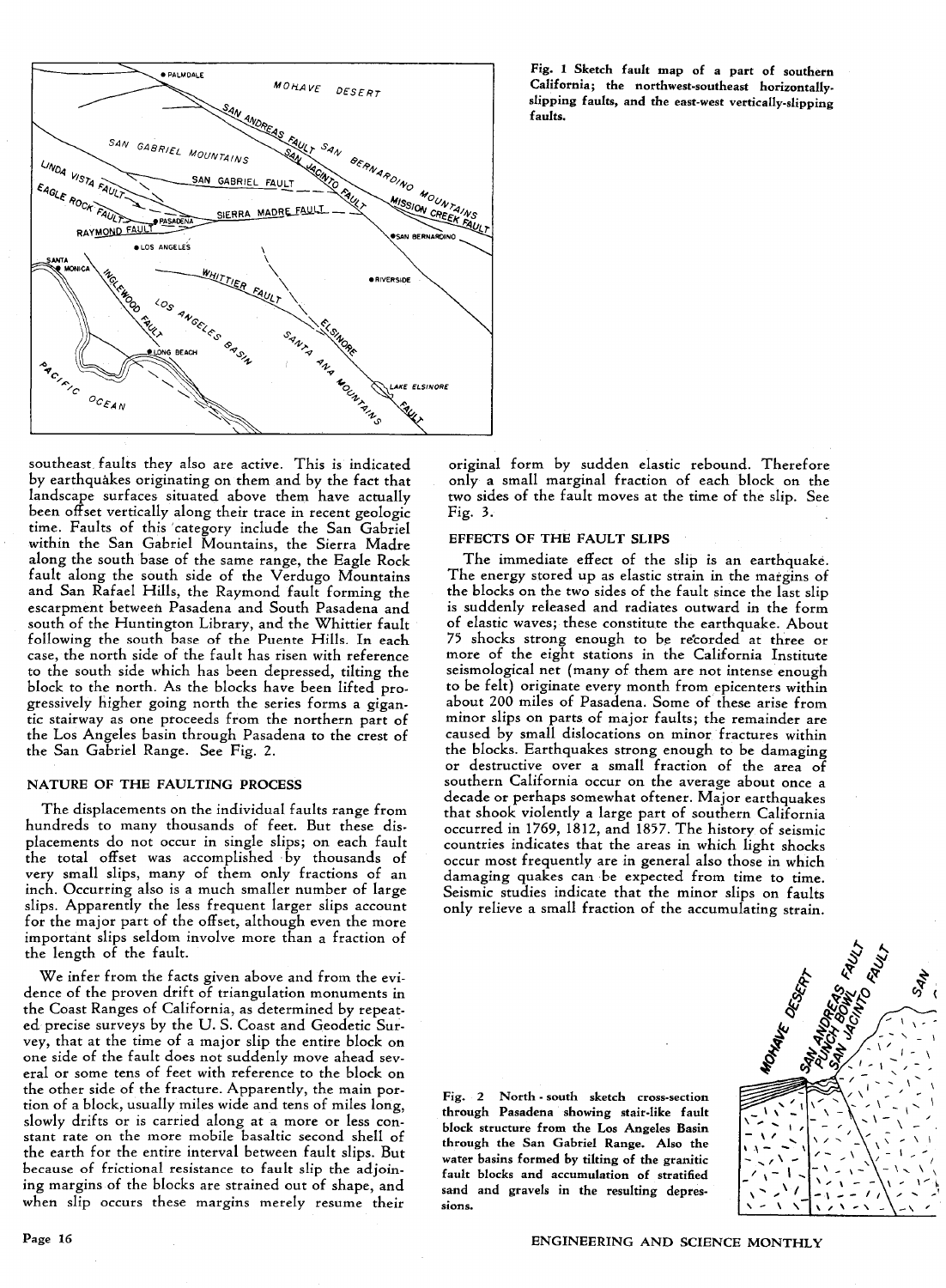Fig. 1 Sketch fault map of a part of southern California; the northwest-southeast horizontally-slipping faults, and the east-west vertically-slipping faults.

southeast faults they also are active. This is indicated by earthquakes originating on them and by the fact that landscape surfaces situated above them have actually been offset vertically along their trace in recent geologic time. Faults of this category include the San Gabriel within the San Gabriel Mountains, the Sierra Madre along the south base of the same range, the Eagle Rock fault along the south side of the Verdugo Mountains and San Rafael Hills, the Raymond fault forming the escarpment between Pasadena and South Pasadena and south of the Huntington Library, and the Whittier fault following the south base of the Puente Hills. In each case, the north side of the fault has risen with reference to the south side which has been depressed, tilting the block to the north. As the blocks have been lifted progressively higher going north the series forms a gigantic stairway as one proceeds from the northern part of the Los Angeles basin through Pasadena to the crest of the San Gabriel Range. See Fig. 2.

## NATURE OF THE FAULTING PROCESS

The displacements on the individual faults range from hundreds to many thousands of feet. But these displacements do not occur in single slips; on each fault the total offset was accomplished by thousands of very small slips, many of them only fractions of an inch. Occurring also is a much smaller number of large slips. Apparently the less frequent larger slips account for the major part of the offset, although even the more important slips seldom involve more than a fraction of the length of the fault.

We infer from the facts given above and from the evidence of the proven drift of triangulation monuments in the Coast Ranges of California, as determined by repeated precise surveys by the U. S. Coast and Geodetic Survey, that at the time of a major slip the entire block on one side of the fault does not suddenly move ahead several or some tens of feet with reference to the block on the other side of the fracture. Apparently, the main portion of a block, usually miles wide and tens of miles long, slowly drifts or is carried along at a more or less constant rate on the more mobile basaltic second shell of the earth for the entire interval between fault slips. But because of frictional resistance to fault slip the adjoining margins of the blocks are strained out of shape, and when slip occurs these margins merely resume their original form by sudden elastic rebound. Therefore only a small marginal fraction of each block on the two sides of the fault moves at the time of the slip. See Fig. 3.

## EFFECTS OF THE FAULT SLIPS

The immediate effect of the slip is an earthquake. The energy stored up as elastic strain in the margins of the blocks on the two sides of the fault since the last slip is suddenly released and radiates outward in the form of elastic waves; these constitute the earthquake. About 75 shocks strong enough to be recorded at three or more of the eight stations in the California Institute seismological net (many of them are not intense enough to be felt) originate every month from epicenters within about 200 miles of Pasadena. Some of these arise from minor slips on parts of major faults; the remainder are caused by small dislocations on minor fractures within the blocks. Earthquakes strong enough to be damaging or destructive over a small fraction of the area of southern California occur on the average about once a decade or perhaps somewhat oftener. Major earthquakes that shook violently a large part of southern California occurred in 1769, 1812, and 1857. The history of seismic countries indicates that the areas in which light shocks occur most frequently are in general also those in which damaging quakes can be expected from time to time. Seismic studies indicate that the minor slips on faults only relieve a small fraction of the accumulating strain.

Fig. 2 North - south sketch cross-section through Pasadena showing stair-like fault block structure from the Los Angeles Basin through the San Gabriel Range. Also the water basins formed by tilting of the granitic fault blocks and accumulation of stratified sand and gravels in the resulting depressions.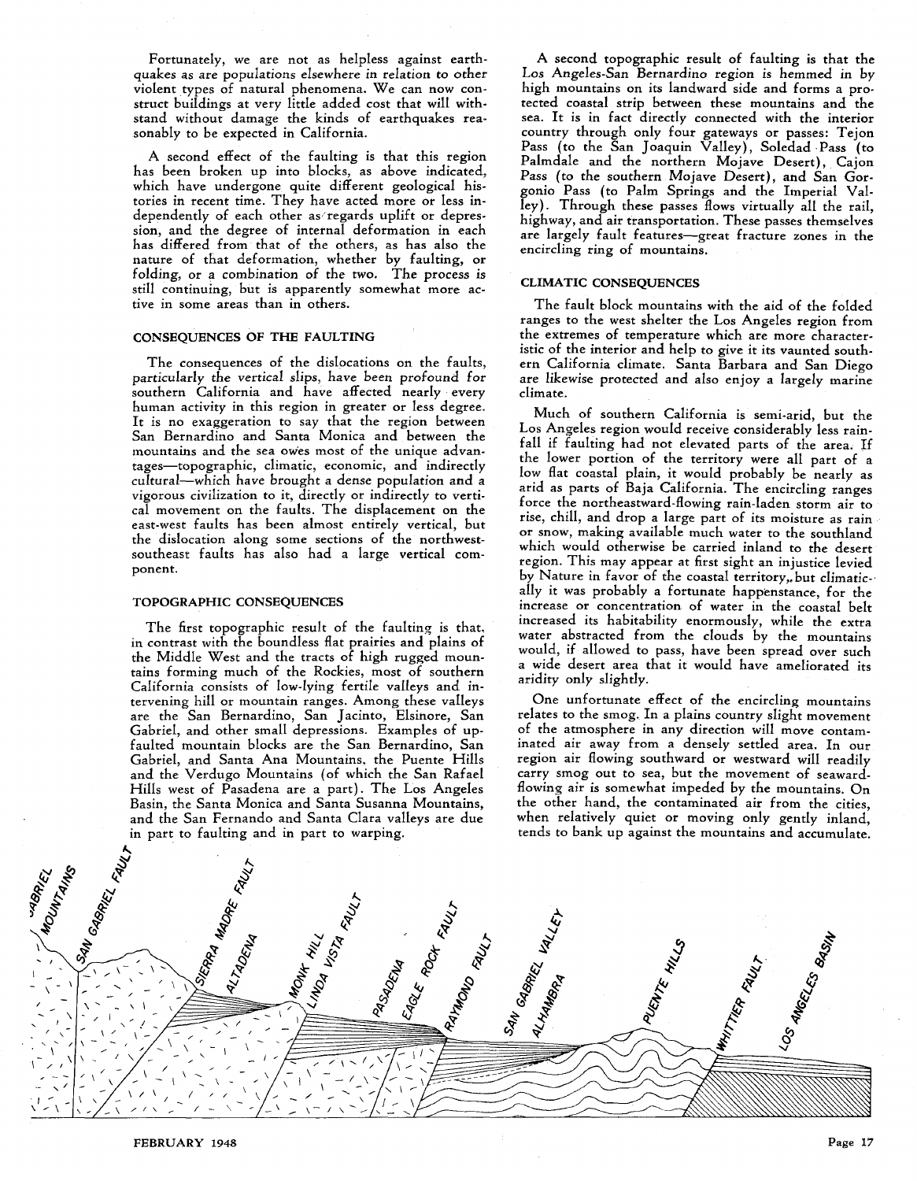Fortunately, we are not as helpless against earthquakes as are populations elsewhere in relation to other violent types of natural phenomena. We can now construct buildings at very little added cost that will withstand without damage the kinds of earthquakes reasonably to be expected in California.

A second effect of the faulting is that this region has been broken up into blocks, as above indicated, which have undergone quite different geological histories in recent time. They have acted more or less independently of each other as regards uplift or depression, and the degree of internal deformation in each has differed from that of the others, as has also the nature of that deformation, whether by faulting, or folding, or a combination of the two. The process is still continuing, but is apparently somewhat more active in some areas than in others.

### CONSEQUENCES OF THE FAULTING

The consequences of the dislocations on the faults, particularly the vertical slips, have been profound for southern California and have affected nearly every human activity in this region in greater or less degree. It is no exaggeration to say that the region between San Bernardino and Santa Monica and between the mountains and the sea owes most of the unique advantages—topographic, climatic, economic, and indirectly cultural—which have brought a dense population and a vigorous civilization to it, directly or indirectly to vertical movement on the faults. The displacement on the east-west faults has been almost entirely vertical, but the dislocation along some sections of the northwest-southeast faults has also had a large vertical component.

### TOPOGRAPHIC CONSEQUENCES

The first topographic result of the faulting is that, in contrast with the boundless flat prairies and plains of the Middle West and the tracts of high rugged mountains forming much of the Rockies, most of southern California consists of low-lying fertile valleys and intervening hill or mountain ranges. Among these valleys are the San Bernardino, San Jacinto, Elsinore, San Gabriel, and other small depressions. Examples of upfaulted mountain blocks are the San Bernardino, San Gabriel, and Santa Ana Mountains, the Puente Hills and the Verdugo Mountains (of which the San Rafael Hills west of Pasadena are a part). The Los Angeles Basin, the Santa Monica and Santa Susanna Mountains, and the San Fernando and Santa Clara valleys are due in part to faulting and in part to warping.

A second topographic result of faulting is that the Los Angeles-San Bernardino region is hemmed in by high mountains on its landward side and forms a protected coastal strip between these mountains and the sea. It is in fact directly connected with the interior country through only four gateways or passes: Tejon Pass (to the San Joaquin Valley), Soledad Pass (to Palmdale and the northern Mojave Desert), Cajon Pass (to the southern Mojave Desert), and San Gorgonio Pass (to Palm Springs and the Imperial Valley). Through these passes flows virtually all the rail, highway, and air transportation. These passes themselves are largely fault features—great fracture zones in the encircling ring of mountains.

### CLIMATIC CONSEQUENCES

The fault block mountains with the aid of the folded ranges to the west shelter the Los Angeles region from the extremes of temperature which are more characteristic of the interior and help to give it its vaunted southern California climate. Santa Barbara and San Diego are likewise protected and also enjoy a largely marine climate.

Much of southern California is semi-arid, but the Los Angeles region would receive considerably less rainfall if faulting had not elevated parts of the area. If the lower portion of the territory were all part of a low flat coastal plain, it would probably be nearly as arid as parts of Baja California. The encircling ranges force the northeastward-flowing rain-laden storm air to rise, chill, and drop a large part of its moisture as rain or snow, making available much water to the southland which would otherwise be carried inland to the desert region. This may appear at first sight an injustice levied by Nature in favor of the coastal territory, but climatically it was probably a fortunate happenstance, for the increase or concentration of water in the coastal belt increased its habitability enormously, while the extra water abstracted from the clouds by the mountains would, if allowed to pass, have been spread over such a wide desert area that it would have ameliorated its aridity only slightly.

One unfortunate effect of the encircling mountains relates to the smog. In a plains country slight movement of the atmosphere in any direction will move contaminated air away from a densely settled area. In our region air flowing southward or westward will readily carry smog out to sea, but the movement of seaward-flowing air is somewhat impeded by the mountains. On the other hand, the contaminated air from the cities, when relatively quiet or moving only gently inland, tends to bank up against the mountains and accumulate.

SAN GABRIEL MOUNTAINS · SAN GABRIEL FAULT · SIERRA MADRE FAULT · ALTADENA · MONK HILL · LINDA VISTA FAULT · PASADENA · EAGLE ROCK FAULT · RAYMOND FAULT · SAN GABRIEL VALLEY · ALHAMBRA · PUENTE HILLS · WHITTIER FAULT · LOS ANGELES BASIN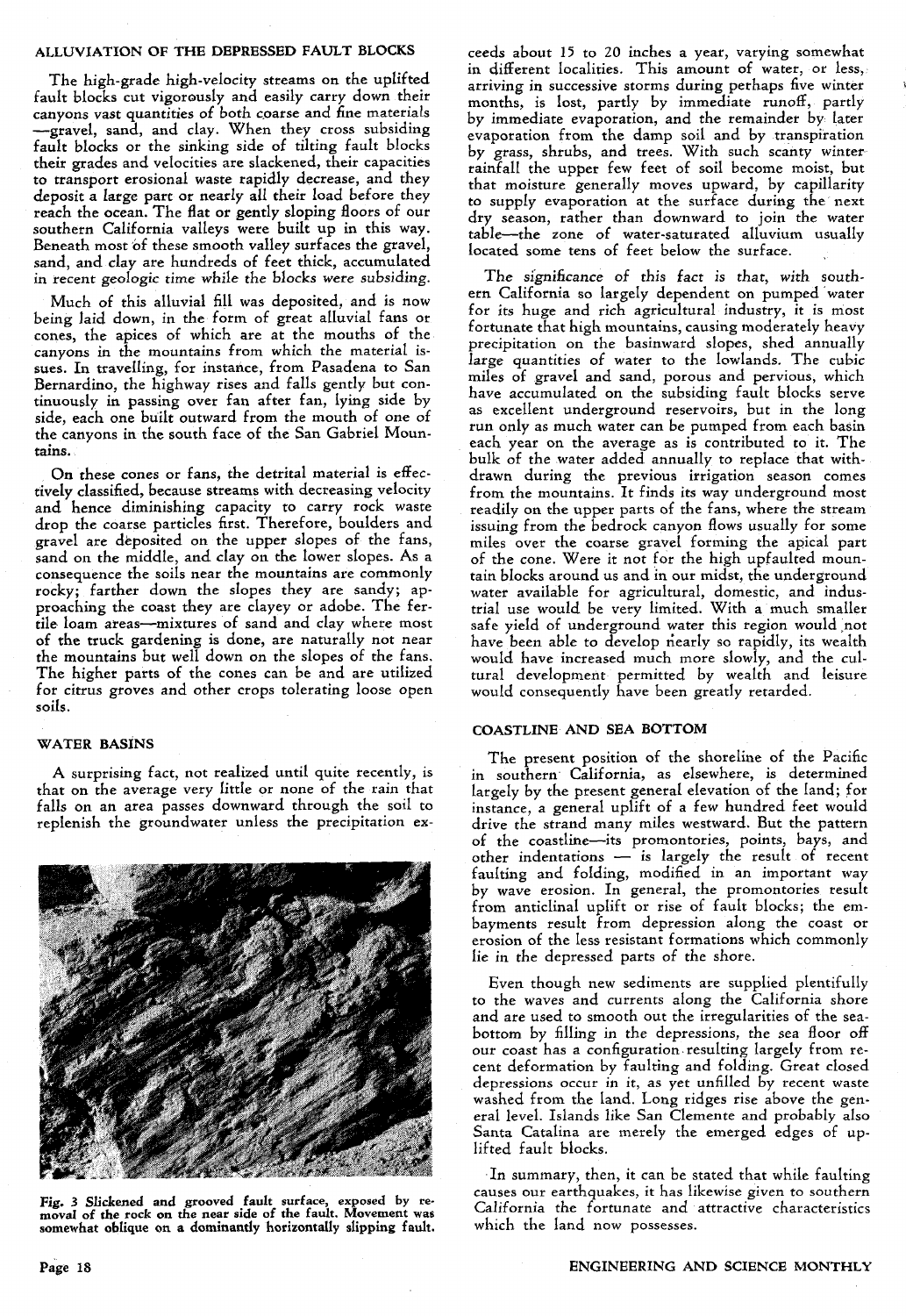## ALLUVIATION OF THE DEPRESSED FAULT BLOCKS

The high-grade high-velocity streams on the uplifted fault blocks cut vigorously and easily carry down their canyons vast quantities of both coarse and fine materials—gravel, sand, and clay. When they cross subsiding fault blocks or the sinking side of tilting fault blocks their grades and velocities are slackened, their capacities to transport erosional waste rapidly decrease, and they deposit a large part or nearly all their load before they reach the ocean. The flat or gently sloping floors of our southern California valleys were built up in this way. Beneath most of these smooth valley surfaces the gravel, sand, and clay are hundreds of feet thick, accumulated in recent geologic time while the blocks were subsiding.

Much of this alluvial fill was deposited, and is now being laid down, in the form of great alluvial fans or cones, the apices of which are at the mouths of the canyons in the mountains from which the material issues. In travelling, for instance, from Pasadena to San Bernardino, the highway rises and falls gently but continuously in passing over fan after fan, lying side by side, each one built outward from the mouth of one of the canyons in the south face of the San Gabriel Mountains.

On these cones or fans, the detrital material is effectively classified, because streams with decreasing velocity and hence diminishing capacity to carry rock waste drop the coarse particles first. Therefore, boulders and gravel are deposited on the upper slopes of the fans, sand on the middle, and clay on the lower slopes. As a consequence the soils near the mountains are commonly rocky; farther down the slopes they are sandy; approaching the coast they are clayey or adobe. The fertile loam areas—mixtures of sand and clay where most of the truck gardening is done, are naturally not near the mountains but well down on the slopes of the fans. The higher parts of the cones can be and are utilized for citrus groves and other crops tolerating loose open soils.

## WATER BASINS

A surprising fact, not realized until quite recently, is that on the average very little or none of the rain that falls on an area passes downward through the soil to replenish the groundwater unless the precipitation exceeds about 15 to 20 inches a year, varying somewhat in different localities. This amount of water, or less, arriving in successive storms during perhaps five winter months, is lost, partly by immediate runoff, partly by immediate evaporation, and the remainder by later evaporation from the damp soil and by transpiration by grass, shrubs, and trees. With such scanty winter rainfall the upper few feet of soil become moist, but that moisture generally moves upward, by capillarity to supply evaporation at the surface during the next dry season, rather than downward to join the water table—the zone of water-saturated alluvium usually located some tens of feet below the surface.

Fig. 3 Slickened and grooved fault surface, exposed by removal of the rock on the near side of the fault. Movement was somewhat oblique on a dominantly horizontally slipping fault.

The significance of this fact is that, with southern California so largely dependent on pumped water for its huge and rich agricultural industry, it is most fortunate that high mountains, causing moderately heavy precipitation on the basinward slopes, shed annually large quantities of water to the lowlands. The cubic miles of gravel and sand, porous and pervious, which have accumulated on the subsiding fault blocks serve as excellent underground reservoirs, but in the long run only as much water can be pumped from each basin each year on the average as is contributed to it. The bulk of the water added annually to replace that withdrawn during the previous irrigation season comes from the mountains. It finds its way underground most readily on the upper parts of the fans, where the stream issuing from the bedrock canyon flows usually for some miles over the coarse gravel forming the apical part of the cone. Were it not for the high upfaulted mountain blocks around us and in our midst, the underground water available for agricultural, domestic, and industrial use would be very limited. With a much smaller safe yield of underground water this region would not have been able to develop nearly so rapidly, its wealth would have increased much more slowly, and the cultural development permitted by wealth and leisure would consequently have been greatly retarded.

## COASTLINE AND SEA BOTTOM

The present position of the shoreline of the Pacific in southern California, as elsewhere, is determined largely by the present general elevation of the land; for instance, a general uplift of a few hundred feet would drive the strand many miles westward. But the pattern of the coastline—its promontories, points, bays, and other indentations — is largely the result of recent faulting and folding, modified in an important way by wave erosion. In general, the promontories result from anticlinal uplift or rise of fault blocks; the embayments result from depression along the coast or erosion of the less resistant formations which commonly lie in the depressed parts of the shore.

Even though new sediments are supplied plentifully to the waves and currents along the California shore and are used to smooth out the irregularities of the seabottom by filling in the depressions, the sea floor off our coast has a configuration resulting largely from recent deformation by faulting and folding. Great closed depressions occur in it, as yet unfilled by recent waste washed from the land. Long ridges rise above the general level. Islands like San Clemente and probably also Santa Catalina are merely the emerged edges of uplifted fault blocks.

In summary, then, it can be stated that while faulting causes our earthquakes, it has likewise given to southern California the fortunate and attractive characteristics which the land now possesses.